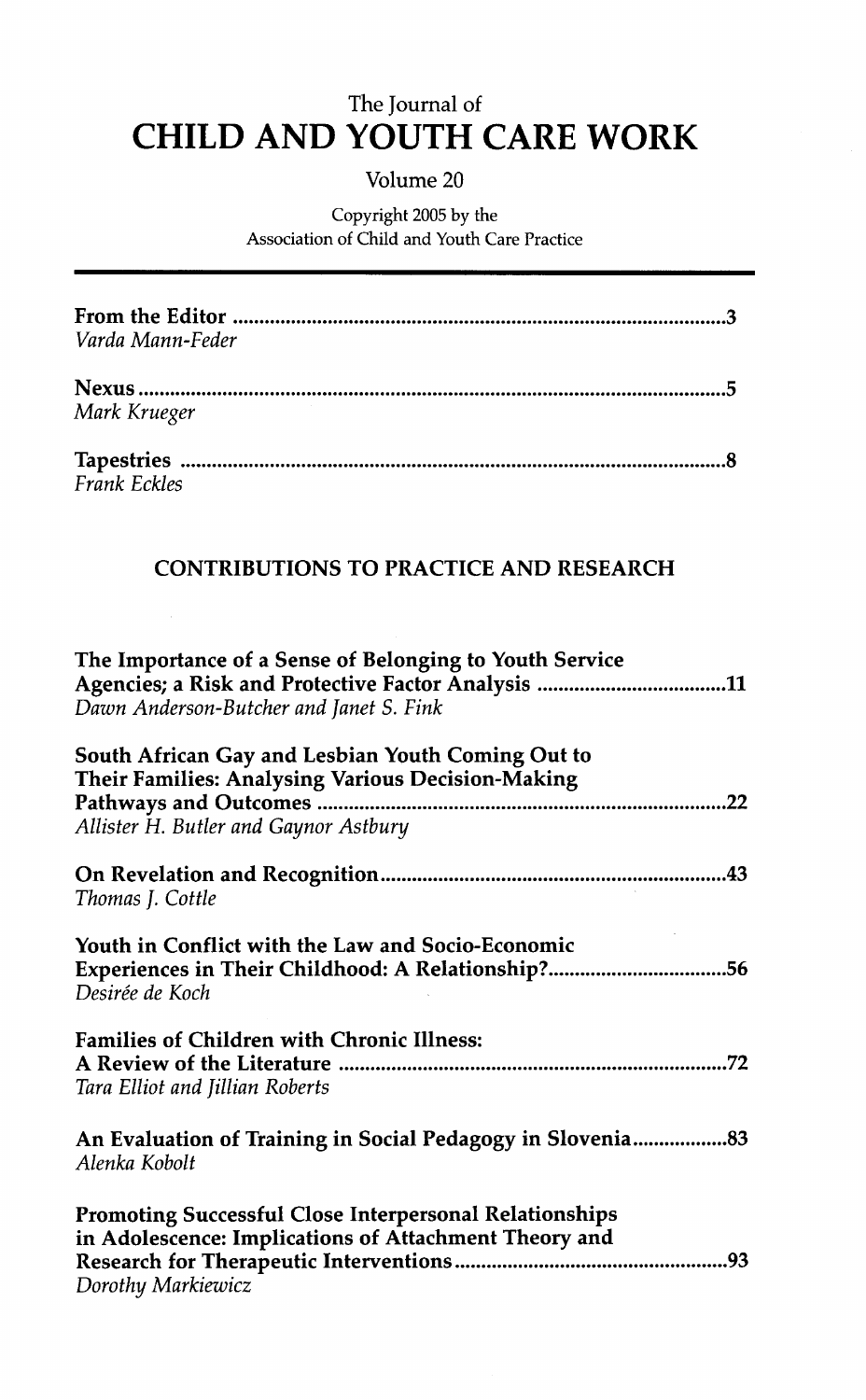The Journal of

# CHILD AND YOUTH CARE WORK

Volume 20

Copyright 2005 by the
Association of Child and Youth Care Practice

---

**From the Editor** .......... 3
*Varda Mann-Feder*

**Nexus** .......... 5
*Mark Krueger*

**Tapestries** .......... 8
*Frank Eckles*

## CONTRIBUTIONS TO PRACTICE AND RESEARCH

**The Importance of a Sense of Belonging to Youth Service Agencies; a Risk and Protective Factor Analysis** .......... 11
*Dawn Anderson-Butcher and Janet S. Fink*

**South African Gay and Lesbian Youth Coming Out to Their Families: Analysing Various Decision-Making Pathways and Outcomes** .......... 22
*Allister H. Butler and Gaynor Astbury*

**On Revelation and Recognition** .......... 43
*Thomas J. Cottle*

**Youth in Conflict with the Law and Socio-Economic Experiences in Their Childhood: A Relationship?** .......... 56
*Desirée de Koch*

**Families of Children with Chronic Illness: A Review of the Literature** .......... 72
*Tara Elliot and Jillian Roberts*

**An Evaluation of Training in Social Pedagogy in Slovenia** .......... 83
*Alenka Kobolt*

**Promoting Successful Close Interpersonal Relationships in Adolescence: Implications of Attachment Theory and Research for Therapeutic Interventions** .......... 93
*Dorothy Markiewicz*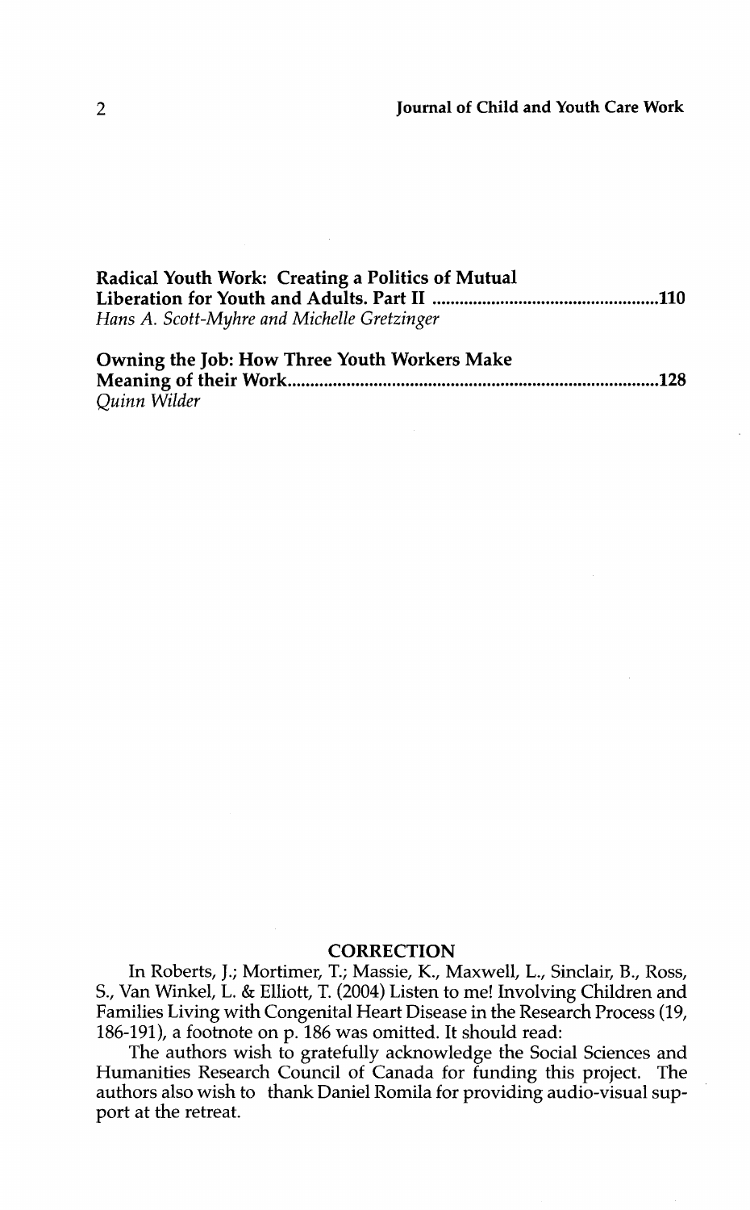**Radical Youth Work: Creating a Politics of Mutual Liberation for Youth and Adults. Part II** .................................................. **110**
*Hans A. Scott-Myhre and Michelle Gretzinger*

**Owning the Job: How Three Youth Workers Make Meaning of their Work** .................................................................................. **128**
*Quinn Wilder*

## CORRECTION

In Roberts, J.; Mortimer, T.; Massie, K., Maxwell, L., Sinclair, B., Ross, S., Van Winkel, L. & Elliott, T. (2004) Listen to me! Involving Children and Families Living with Congenital Heart Disease in the Research Process (19, 186-191), a footnote on p. 186 was omitted. It should read:

The authors wish to gratefully acknowledge the Social Sciences and Humanities Research Council of Canada for funding this project. The authors also wish to thank Daniel Romila for providing audio-visual support at the retreat.